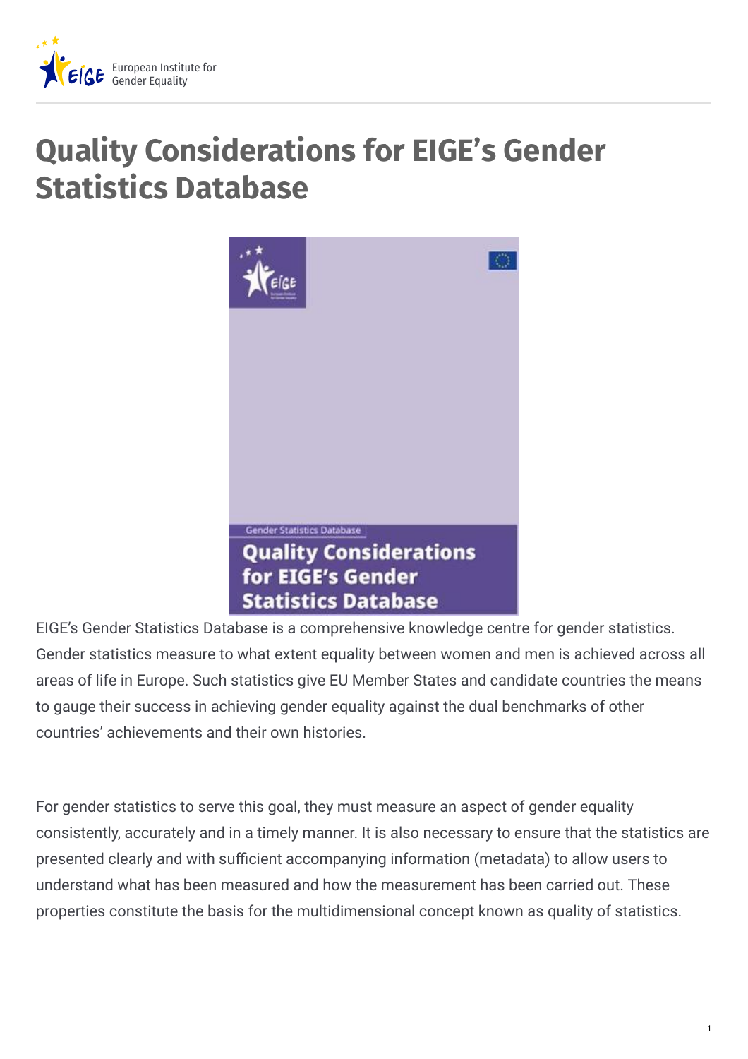# Quality Considerations for EIGE's Gender Statistics Database

EIGE's Gender Statistics Database is a comprehensive knowledge centre for gender statistics. Gender statistics measure to what extent equality between women and men is achieved across all areas of life in Europe. Such statistics give EU Member States and candidate countries the means to gauge their success in achieving gender equality against the dual benchmarks of other countries' achievements and their own histories.

For gender statistics to serve this goal, they must measure an aspect of gender equality consistently, accurately and in a timely manner. It is also necessary to ensure that the statistics are presented clearly and with sufficient accompanying information (metadata) to allow users to understand what has been measured and how the measurement has been carried out. These properties constitute the basis for the multidimensional concept known as quality of statistics.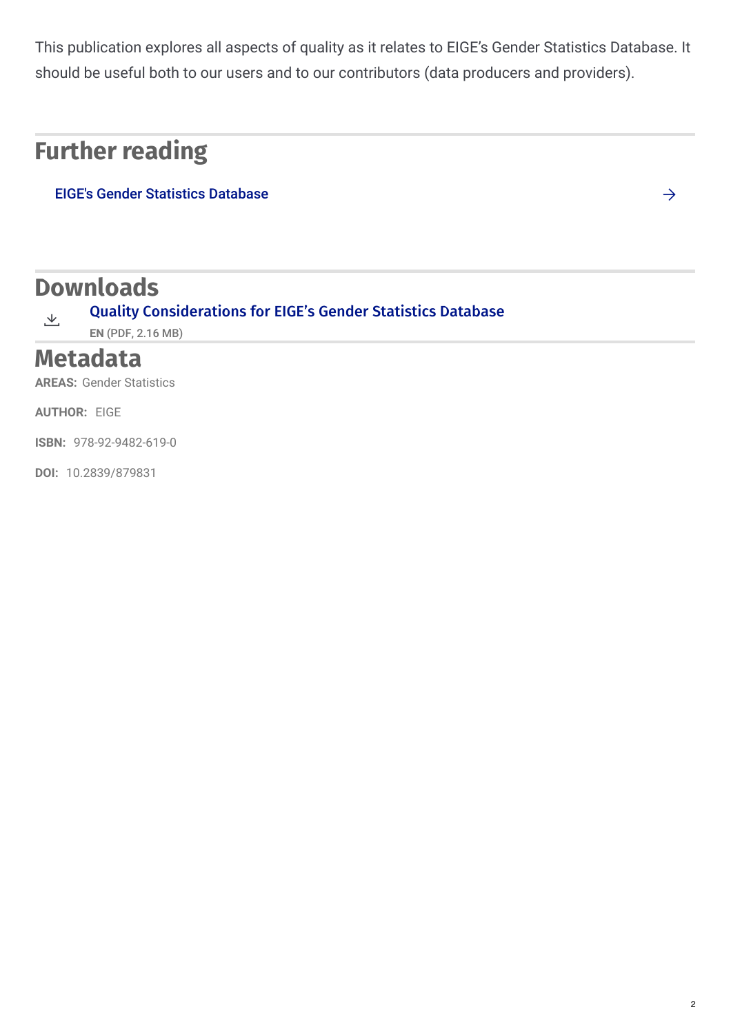This publication explores all aspects of quality as it relates to EIGE's Gender Statistics Database. It should be useful both to our users and to our contributors (data producers and providers).

## Further reading

EIGE's Gender Statistics Database

## Downloads

Quality Considerations for EIGE's Gender Statistics Database

**EN** (PDF, 2.16 MB)

## Metadata

**AREAS:** Gender Statistics

**AUTHOR:** EIGE

**ISBN:** 978-92-9482-619-0

**DOI:** 10.2839/879831